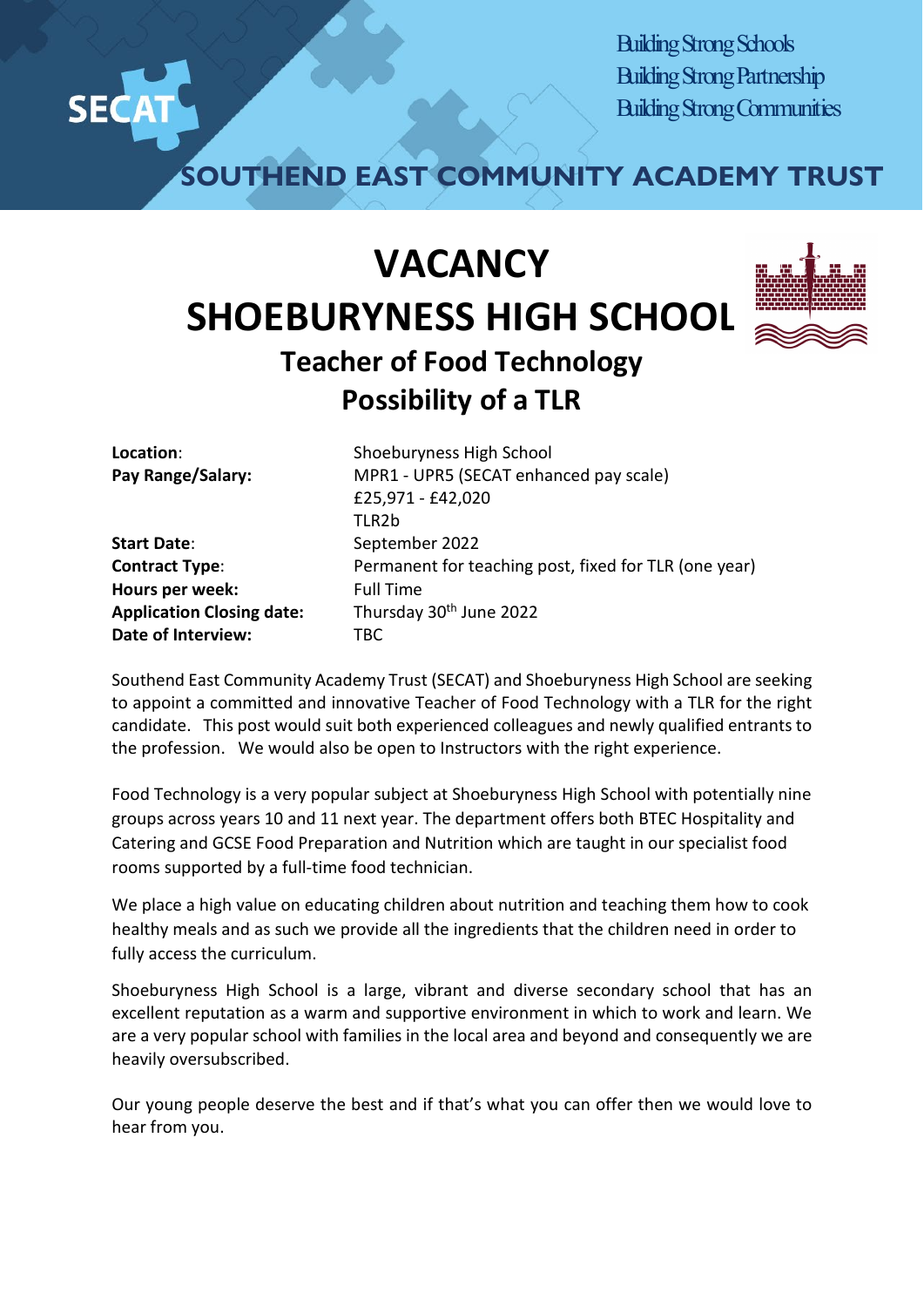SECAT

Building Strong Schools
Building Strong Partnership
Building Strong Communities

SOUTHEND EAST COMMUNITY ACADEMY TRUST

# VACANCY
# SHOEBURYNESS HIGH SCHOOL

## Teacher of Food Technology
## Possibility of a TLR

| | |
|---|---|
| **Location**: | Shoeburyness High School |
| **Pay Range/Salary:** | MPR1 - UPR5 (SECAT enhanced pay scale)<br>£25,971 - £42,020<br>TLR2b |
| **Start Date**: | September 2022 |
| **Contract Type**: | Permanent for teaching post, fixed for TLR (one year) |
| **Hours per week:** | Full Time |
| **Application Closing date:** | Thursday 30th June 2022 |
| **Date of Interview:** | TBC |

Southend East Community Academy Trust (SECAT) and Shoeburyness High School are seeking to appoint a committed and innovative Teacher of Food Technology with a TLR for the right candidate. This post would suit both experienced colleagues and newly qualified entrants to the profession. We would also be open to Instructors with the right experience.

Food Technology is a very popular subject at Shoeburyness High School with potentially nine groups across years 10 and 11 next year. The department offers both BTEC Hospitality and Catering and GCSE Food Preparation and Nutrition which are taught in our specialist food rooms supported by a full-time food technician.

We place a high value on educating children about nutrition and teaching them how to cook healthy meals and as such we provide all the ingredients that the children need in order to fully access the curriculum.

Shoeburyness High School is a large, vibrant and diverse secondary school that has an excellent reputation as a warm and supportive environment in which to work and learn. We are a very popular school with families in the local area and beyond and consequently we are heavily oversubscribed.

Our young people deserve the best and if that's what you can offer then we would love to hear from you.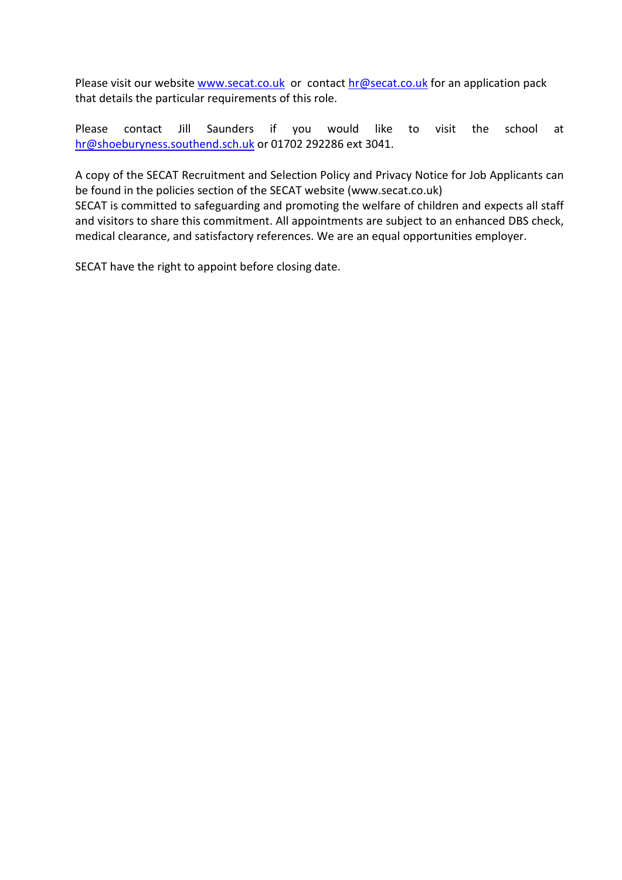Please visit our website www.secat.co.uk or contact hr@secat.co.uk for an application pack that details the particular requirements of this role.

Please contact Jill Saunders if you would like to visit the school at hr@shoeburyness.southend.sch.uk or 01702 292286 ext 3041.

A copy of the SECAT Recruitment and Selection Policy and Privacy Notice for Job Applicants can be found in the policies section of the SECAT website (www.secat.co.uk)
SECAT is committed to safeguarding and promoting the welfare of children and expects all staff and visitors to share this commitment. All appointments are subject to an enhanced DBS check, medical clearance, and satisfactory references. We are an equal opportunities employer.

SECAT have the right to appoint before closing date.